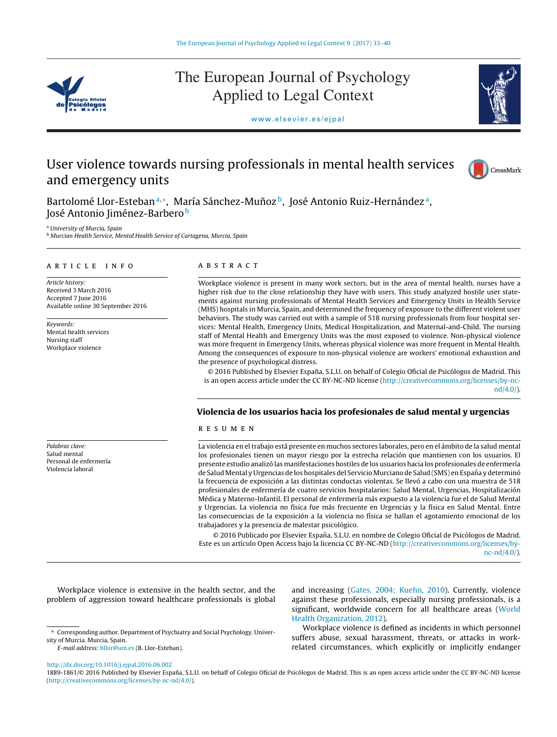# User violence towards nursing professionals in mental health services and emergency units

Bartolomé Llor-Esteban [a,*], María Sánchez-Muñoz [b], José Antonio Ruiz-Hernández [a], José Antonio Jiménez-Barbero [b]

[a] University of Murcia, Spain
[b] Murcian Health Service, Mental Health Service of Cartagena, Murcia, Spain

## ARTICLE INFO

*Article history:*
Received 3 March 2016
Accepted 7 June 2016
Available online 30 September 2016

*Keywords:*
Mental health services
Nursing staff
Workplace violence

## ABSTRACT

Workplace violence is present in many work sectors, but in the area of mental health, nurses have a higher risk due to the close relationship they have with users. This study analyzed hostile user statements against nursing professionals of Mental Health Services and Emergency Units in Health Service (MHS) hospitals in Murcia, Spain, and determined the frequency of exposure to the different violent user behaviors. The study was carried out with a sample of 518 nursing professionals from four hospital services: Mental Health, Emergency Units, Medical Hospitalization, and Maternal-and-Child. The nursing staff of Mental Health and Emergency Units was the most exposed to violence. Non-physical violence was more frequent in Emergency Units, whereas physical violence was more frequent in Mental Health. Among the consequences of exposure to non-physical violence are workers' emotional exhaustion and the presence of psychological distress.

© 2016 Published by Elsevier España, S.L.U. on behalf of Colegio Oficial de Psicólogos de Madrid. This is an open access article under the CC BY-NC-ND license (http://creativecommons.org/licenses/by-nc-nd/4.0/).

## Violencia de los usuarios hacia los profesionales de salud mental y urgencias

*Palabras clave:*
Salud mental
Personal de enfermería
Violencia laboral

## RESUMEN

La violencia en el trabajo está presente en muchos sectores laborales, pero en el ámbito de la salud mental los profesionales tienen un mayor riesgo por la estrecha relación que mantienen con los usuarios. El presente estudio analizó las manifestaciones hostiles de los usuarios hacia los profesionales de enfermería de Salud Mental y Urgencias de los hospitales del Servicio Murciano de Salud (SMS) en España y determinó la frecuencia de exposición a las distintas conductas violentas. Se llevó a cabo con una muestra de 518 profesionales de enfermería de cuatro servicios hospitalarios: Salud Mental, Urgencias, Hospitalización Médica y Materno-Infantil. El personal de enfermería más expuesto a la violencia fue el de Salud Mental y Urgencias. La violencia no física fue más frecuente en Urgencias y la física en Salud Mental. Entre las consecuencias de la exposición a la violencia no física se hallan el agotamiento emocional de los trabajadores y la presencia de malestar psicológico.

© 2016 Publicado por Elsevier España, S.L.U. en nombre de Colegio Oficial de Psicólogos de Madrid. Este es un artículo Open Access bajo la licencia CC BY-NC-ND (http://creativecommons.org/licenses/by-nc-nd/4.0/).

Workplace violence is extensive in the health sector, and the problem of aggression toward healthcare professionals is global and increasing (Gates, 2004; Kuehn, 2010). Currently, violence against these professionals, especially nursing professionals, is a significant, worldwide concern for all healthcare areas (World Health Organization, 2012).

Workplace violence is defined as incidents in which personnel suffers abuse, sexual harassment, threats, or attacks in work-related circumstances, which explicitly or implicitly endanger

* Corresponding author. Department of Psychiatry and Social Psychology. University of Murcia. Murcia, Spain.
E-mail address: bllor@um.es (B. Llor-Esteban).

http://dx.doi.org/10.1016/j.ejpal.2016.06.002
1889-1861/© 2016 Published by Elsevier España, S.L.U. on behalf of Colegio Oficial de Psicólogos de Madrid. This is an open access article under the CC BY-NC-ND license (http://creativecommons.org/licenses/by-nc-nd/4.0/).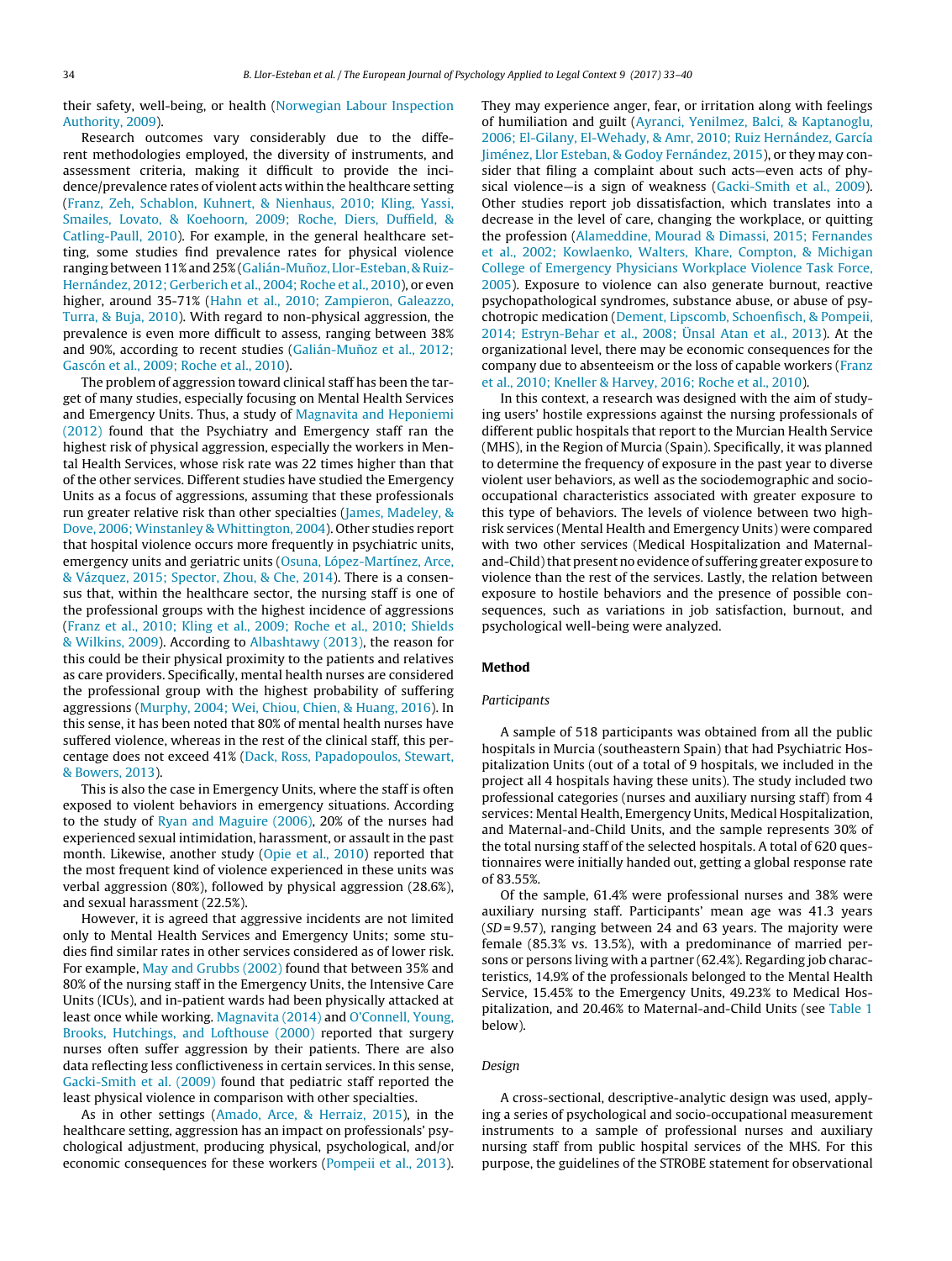their safety, well-being, or health (Norwegian Labour Inspection Authority, 2009).

Research outcomes vary considerably due to the different methodologies employed, the diversity of instruments, and assessment criteria, making it difficult to provide the incidence/prevalence rates of violent acts within the healthcare setting (Franz, Zeh, Schablon, Kuhnert, & Nienhaus, 2010; Kling, Yassi, Smailes, Lovato, & Koehoorn, 2009; Roche, Diers, Duffield, & Catling-Paull, 2010). For example, in the general healthcare setting, some studies find prevalence rates for physical violence ranging between 11% and 25% (Galián-Muñoz, Llor-Esteban, & Ruiz-Hernández, 2012; Gerberich et al., 2004; Roche et al., 2010), or even higher, around 35-71% (Hahn et al., 2010; Zampieron, Galeazzo, Turra, & Buja, 2010). With regard to non-physical aggression, the prevalence is even more difficult to assess, ranging between 38% and 90%, according to recent studies (Galián-Muñoz et al., 2012; Gascón et al., 2009; Roche et al., 2010).

The problem of aggression toward clinical staff has been the target of many studies, especially focusing on Mental Health Services and Emergency Units. Thus, a study of Magnavita and Heponiemi (2012) found that the Psychiatry and Emergency staff ran the highest risk of physical aggression, especially the workers in Mental Health Services, whose risk rate was 22 times higher than that of the other services. Different studies have studied the Emergency Units as a focus of aggressions, assuming that these professionals run greater relative risk than other specialties (James, Madeley, & Dove, 2006; Winstanley & Whittington, 2004). Other studies report that hospital violence occurs more frequently in psychiatric units, emergency units and geriatric units (Osuna, López-Martínez, Arce, & Vázquez, 2015; Spector, Zhou, & Che, 2014). There is a consensus that, within the healthcare sector, the nursing staff is one of the professional groups with the highest incidence of aggressions (Franz et al., 2010; Kling et al., 2009; Roche et al., 2010; Shields & Wilkins, 2009). According to Albashtawy (2013), the reason for this could be their physical proximity to the patients and relatives as care providers. Specifically, mental health nurses are considered the professional group with the highest probability of suffering aggressions (Murphy, 2004; Wei, Chiou, Chien, & Huang, 2016). In this sense, it has been noted that 80% of mental health nurses have suffered violence, whereas in the rest of the clinical staff, this percentage does not exceed 41% (Dack, Ross, Papadopoulos, Stewart, & Bowers, 2013).

This is also the case in Emergency Units, where the staff is often exposed to violent behaviors in emergency situations. According to the study of Ryan and Maguire (2006), 20% of the nurses had experienced sexual intimidation, harassment, or assault in the past month. Likewise, another study (Opie et al., 2010) reported that the most frequent kind of violence experienced in these units was verbal aggression (80%), followed by physical aggression (28.6%), and sexual harassment (22.5%).

However, it is agreed that aggressive incidents are not limited only to Mental Health Services and Emergency Units; some studies find similar rates in other services considered as of lower risk. For example, May and Grubbs (2002) found that between 35% and 80% of the nursing staff in the Emergency Units, the Intensive Care Units (ICUs), and in-patient wards had been physically attacked at least once while working. Magnavita (2014) and O'Connell, Young, Brooks, Hutchings, and Lofthouse (2000) reported that surgery nurses often suffer aggression by their patients. There are also data reflecting less conflictiveness in certain services. In this sense, Gacki-Smith et al. (2009) found that pediatric staff reported the least physical violence in comparison with other specialties.

As in other settings (Amado, Arce, & Herraiz, 2015), in the healthcare setting, aggression has an impact on professionals' psychological adjustment, producing physical, psychological, and/or economic consequences for these workers (Pompeii et al., 2013). They may experience anger, fear, or irritation along with feelings of humiliation and guilt (Ayranci, Yenilmez, Balci, & Kaptanoglu, 2006; El-Gilany, El-Wehady, & Amr, 2010; Ruiz Hernández, García Jiménez, Llor Esteban, & Godoy Fernández, 2015), or they may consider that filing a complaint about such acts—even acts of physical violence—is a sign of weakness (Gacki-Smith et al., 2009). Other studies report job dissatisfaction, which translates into a decrease in the level of care, changing the workplace, or quitting the profession (Alameddine, Mourad & Dimassi, 2015; Fernandes et al., 2002; Kowlaenko, Walters, Khare, Compton, & Michigan College of Emergency Physicians Workplace Violence Task Force, 2005). Exposure to violence can also generate burnout, reactive psychopathological syndromes, substance abuse, or abuse of psychotropic medication (Dement, Lipscomb, Schoenfisch, & Pompeii, 2014; Estryn-Behar et al., 2008; Ünsal Atan et al., 2013). At the organizational level, there may be economic consequences for the company due to absenteeism or the loss of capable workers (Franz et al., 2010; Kneller & Harvey, 2016; Roche et al., 2010).

In this context, a research was designed with the aim of studying users' hostile expressions against the nursing professionals of different public hospitals that report to the Murcian Health Service (MHS), in the Region of Murcia (Spain). Specifically, it was planned to determine the frequency of exposure in the past year to diverse violent user behaviors, as well as the sociodemographic and socio-occupational characteristics associated with greater exposure to this type of behaviors. The levels of violence between two high-risk services (Mental Health and Emergency Units) were compared with two other services (Medical Hospitalization and Maternal-and-Child) that present no evidence of suffering greater exposure to violence than the rest of the services. Lastly, the relation between exposure to hostile behaviors and the presence of possible consequences, such as variations in job satisfaction, burnout, and psychological well-being were analyzed.

## Method

### Participants

A sample of 518 participants was obtained from all the public hospitals in Murcia (southeastern Spain) that had Psychiatric Hospitalization Units (out of a total of 9 hospitals, we included in the project all 4 hospitals having these units). The study included two professional categories (nurses and auxiliary nursing staff) from 4 services: Mental Health, Emergency Units, Medical Hospitalization, and Maternal-and-Child Units, and the sample represents 30% of the total nursing staff of the selected hospitals. A total of 620 questionnaires were initially handed out, getting a global response rate of 83.55%.

Of the sample, 61.4% were professional nurses and 38% were auxiliary nursing staff. Participants' mean age was 41.3 years (*SD* = 9.57), ranging between 24 and 63 years. The majority were female (85.3% vs. 13.5%), with a predominance of married persons or persons living with a partner (62.4%). Regarding job characteristics, 14.9% of the professionals belonged to the Mental Health Service, 15.45% to the Emergency Units, 49.23% to Medical Hospitalization, and 20.46% to Maternal-and-Child Units (see Table 1 below).

### Design

A cross-sectional, descriptive-analytic design was used, applying a series of psychological and socio-occupational measurement instruments to a sample of professional nurses and auxiliary nursing staff from public hospital services of the MHS. For this purpose, the guidelines of the STROBE statement for observational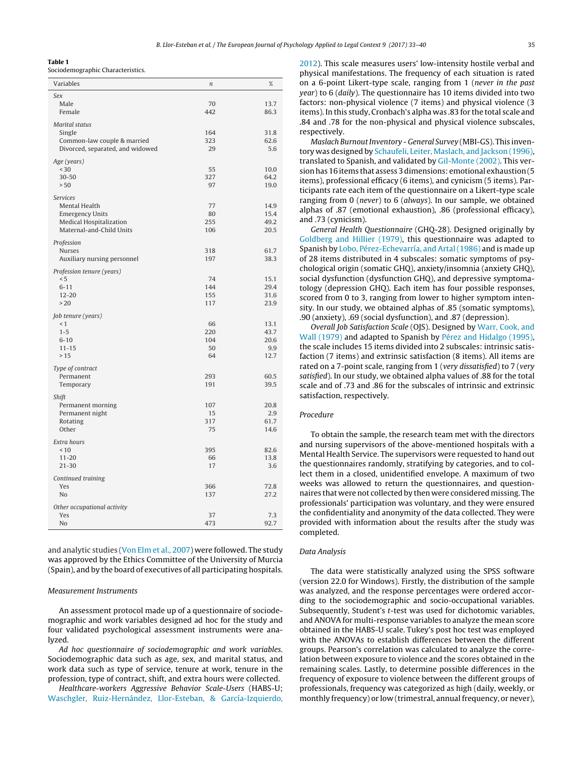**Table 1**
Sociodemographic Characteristics.

| Variables | n | % |
|---|---|---|
| *Sex* | | |
| Male | 70 | 13.7 |
| Female | 442 | 86.3 |
| *Marital status* | | |
| Single | 164 | 31.8 |
| Common-law couple & married | 323 | 62.6 |
| Divorced, separated, and widowed | 29 | 5.6 |
| *Age (years)* | | |
| < 30 | 55 | 10.0 |
| 30-50 | 327 | 64.2 |
| > 50 | 97 | 19.0 |
| *Services* | | |
| Mental Health | 77 | 14.9 |
| Emergency Units | 80 | 15.4 |
| Medical Hospitalization | 255 | 49.2 |
| Maternal-and-Child Units | 106 | 20.5 |
| *Profession* | | |
| Nurses | 318 | 61.7 |
| Auxiliary nursing personnel | 197 | 38.3 |
| *Profession tenure (years)* | | |
| < 5 | 74 | 15.1 |
| 6-11 | 144 | 29.4 |
| 12-20 | 155 | 31.6 |
| > 20 | 117 | 23.9 |
| *Job tenure (years)* | | |
| < 1 | 66 | 13.1 |
| 1-5 | 220 | 43.7 |
| 6-10 | 104 | 20.6 |
| 11-15 | 50 | 9.9 |
| > 15 | 64 | 12.7 |
| *Type of contract* | | |
| Permanent | 293 | 60.5 |
| Temporary | 191 | 39.5 |
| *Shift* | | |
| Permanent morning | 107 | 20.8 |
| Permanent night | 15 | 2.9 |
| Rotating | 317 | 61.7 |
| Other | 75 | 14.6 |
| *Extra hours* | | |
| < 10 | 395 | 82.6 |
| 11-20 | 66 | 13.8 |
| 21-30 | 17 | 3.6 |
| *Continued training* | | |
| Yes | 366 | 72.8 |
| No | 137 | 27.2 |
| *Other occupational activity* | | |
| Yes | 37 | 7.3 |
| No | 473 | 92.7 |

and analytic studies (Von Elm et al., 2007) were followed. The study was approved by the Ethics Committee of the University of Murcia (Spain), and by the board of executives of all participating hospitals.

### Measurement Instruments

An assessment protocol made up of a questionnaire of sociodemographic and work variables designed ad hoc for the study and four validated psychological assessment instruments were analyzed.

*Ad hoc questionnaire of sociodemographic and work variables.* Sociodemographic data such as age, sex, and marital status, and work data such as type of service, tenure at work, tenure in the profession, type of contract, shift, and extra hours were collected.

*Healthcare-workers Aggressive Behavior Scale-Users* (HABS-U; Waschgler, Ruiz-Hernández, Llor-Esteban, & García-Izquierdo, 2012). This scale measures users' low-intensity hostile verbal and physical manifestations. The frequency of each situation is rated on a 6-point Likert-type scale, ranging from 1 (*never in the past year*) to 6 (*daily*). The questionnaire has 10 items divided into two factors: non-physical violence (7 items) and physical violence (3 items). In this study, Cronbach's alpha was .83 for the total scale and .84 and .78 for the non-physical and physical violence subscales, respectively.

*Maslach Burnout Inventory - General Survey* (MBI-GS). This inventory was designed by Schaufeli, Leiter, Maslach, and Jackson (1996), translated to Spanish, and validated by Gil-Monte (2002). This version has 16 items that assess 3 dimensions: emotional exhaustion (5 items), professional efficacy (6 items), and cynicism (5 items). Participants rate each item of the questionnaire on a Likert-type scale ranging from 0 (*never*) to 6 (*always*). In our sample, we obtained alphas of .87 (emotional exhaustion), .86 (professional efficacy), and .73 (cynicism).

*General Health Questionnaire* (GHQ-28). Designed originally by Goldberg and Hillier (1979), this questionnaire was adapted to Spanish by Lobo, Pérez-Echevarría, and Artal (1986) and is made up of 28 items distributed in 4 subscales: somatic symptoms of psychological origin (somatic GHQ), anxiety/insomnia (anxiety GHQ), social dysfunction (dysfunction GHQ), and depressive symptomatology (depression GHQ). Each item has four possible responses, scored from 0 to 3, ranging from lower to higher symptom intensity. In our study, we obtained alphas of .85 (somatic symptoms), .90 (anxiety), .69 (social dysfunction), and .87 (depression).

*Overall Job Satisfaction Scale* (OJS). Designed by Warr, Cook, and Wall (1979) and adapted to Spanish by Pérez and Hidalgo (1995), the scale includes 15 items divided into 2 subscales: intrinsic satisfaction (7 items) and extrinsic satisfaction (8 items). All items are rated on a 7-point scale, ranging from 1 (*very dissatisfied*) to 7 (*very satisfied*). In our study, we obtained alpha values of .88 for the total scale and of .73 and .86 for the subscales of intrinsic and extrinsic satisfaction, respectively.

### Procedure

To obtain the sample, the research team met with the directors and nursing supervisors of the above-mentioned hospitals with a Mental Health Service. The supervisors were requested to hand out the questionnaires randomly, stratifying by categories, and to collect them in a closed, unidentified envelope. A maximum of two weeks was allowed to return the questionnaires, and questionnaires that were not collected by then were considered missing. The professionals' participation was voluntary, and they were ensured the confidentiality and anonymity of the data collected. They were provided with information about the results after the study was completed.

### Data Analysis

The data were statistically analyzed using the SPSS software (version 22.0 for Windows). Firstly, the distribution of the sample was analyzed, and the response percentages were ordered according to the sociodemographic and socio-occupational variables. Subsequently, Student's *t*-test was used for dichotomic variables, and ANOVA for multi-response variables to analyze the mean score obtained in the HABS-U scale. Tukey's post hoc test was employed with the ANOVAs to establish differences between the different groups. Pearson's correlation was calculated to analyze the correlation between exposure to violence and the scores obtained in the remaining scales. Lastly, to determine possible differences in the frequency of exposure to violence between the different groups of professionals, frequency was categorized as high (daily, weekly, or monthly frequency) or low (trimestral, annual frequency, or never),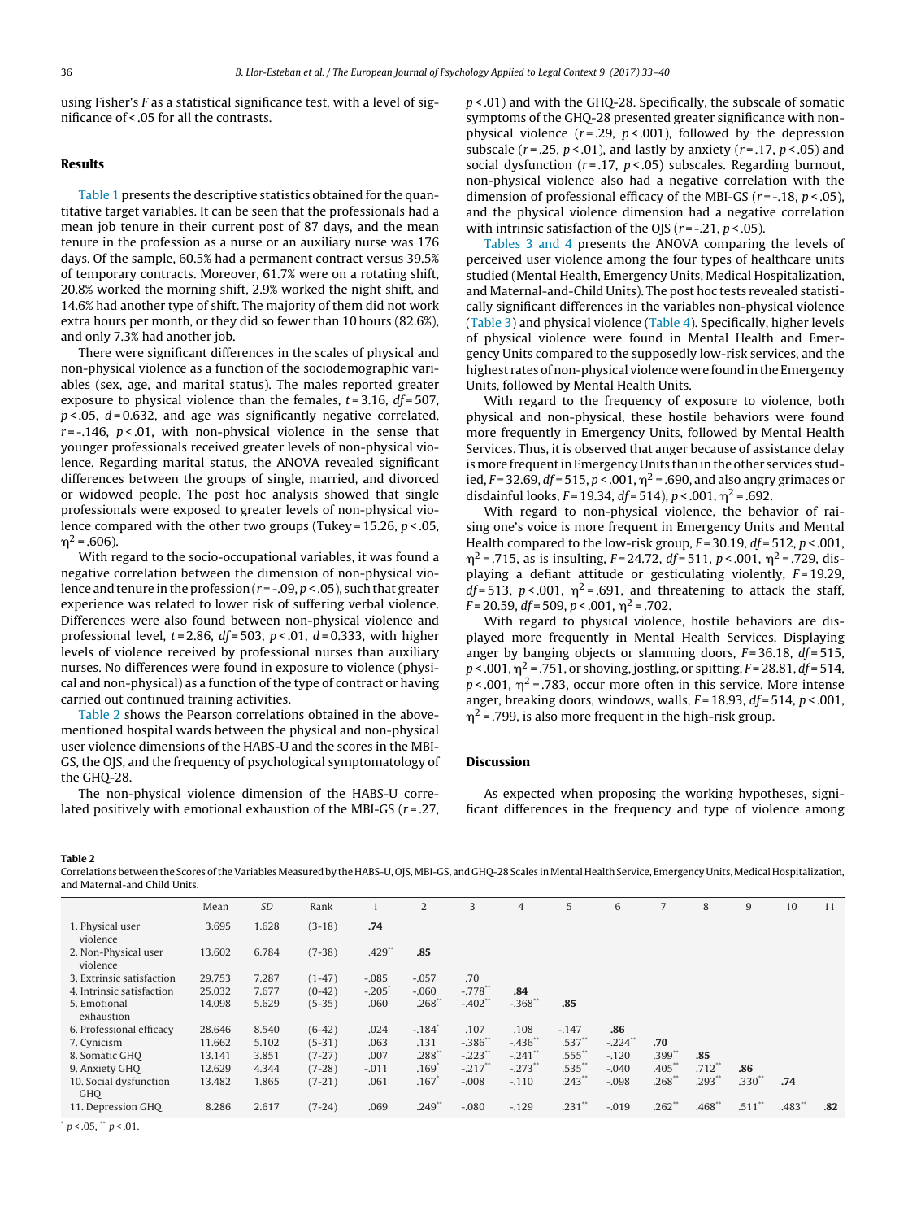using Fisher's $F$ as a statistical significance test, with a level of significance of < .05 for all the contrasts.

## Results

Table 1 presents the descriptive statistics obtained for the quantitative target variables. It can be seen that the professionals had a mean job tenure in their current post of 87 days, and the mean tenure in the profession as a nurse or an auxiliary nurse was 176 days. Of the sample, 60.5% had a permanent contract versus 39.5% of temporary contracts. Moreover, 61.7% were on a rotating shift, 20.8% worked the morning shift, 2.9% worked the night shift, and 14.6% had another type of shift. The majority of them did not work extra hours per month, or they did so fewer than 10 hours (82.6%), and only 7.3% had another job.

There were significant differences in the scales of physical and non-physical violence as a function of the sociodemographic variables (sex, age, and marital status). The males reported greater exposure to physical violence than the females, $t$ = 3.16, $df$ = 507, $p$ < .05, $d$ = 0.632, and age was significantly negative correlated, $r$ = -.146, $p$ < .01, with non-physical violence in the sense that younger professionals received greater levels of non-physical violence. Regarding marital status, the ANOVA revealed significant differences between the groups of single, married, and divorced or widowed people. The post hoc analysis showed that single professionals were exposed to greater levels of non-physical violence compared with the other two groups (Tukey = 15.26, $p$ < .05, $\eta^2$ = .606).

With regard to the socio-occupational variables, it was found a negative correlation between the dimension of non-physical violence and tenure in the profession ($r$ = -.09, $p$ < .05), such that greater experience was related to lower risk of suffering verbal violence. Differences were also found between non-physical violence and professional level, $t$ = 2.86, $df$ = 503, $p$ < .01, $d$ = 0.333, with higher levels of violence received by professional nurses than auxiliary nurses. No differences were found in exposure to violence (physical and non-physical) as a function of the type of contract or having carried out continued training activities.

Table 2 shows the Pearson correlations obtained in the above-mentioned hospital wards between the physical and non-physical user violence dimensions of the HABS-U and the scores in the MBI-GS, the OJS, and the frequency of psychological symptomatology of the GHQ-28.

The non-physical violence dimension of the HABS-U correlated positively with emotional exhaustion of the MBI-GS ($r$ = .27, $p$ < .01) and with the GHQ-28. Specifically, the subscale of somatic symptoms of the GHQ-28 presented greater significance with non-physical violence ($r$ = .29, $p$ < .001), followed by the depression subscale ($r$ = .25, $p$ < .01), and lastly by anxiety ($r$ = .17, $p$ < .05) and social dysfunction ($r$ = .17, $p$ < .05) subscales. Regarding burnout, non-physical violence also had a negative correlation with the dimension of professional efficacy of the MBI-GS ($r$ = -.18, $p$ < .05), and the physical violence dimension had a negative correlation with intrinsic satisfaction of the OJS ($r$ = -.21, $p$ < .05).

Tables 3 and 4 present the ANOVA comparing the levels of perceived user violence among the four types of healthcare units studied (Mental Health, Emergency Units, Medical Hospitalization, and Maternal-and-Child Units). The post hoc tests revealed statistically significant differences in the variables non-physical violence (Table 3) and physical violence (Table 4). Specifically, higher levels of physical violence were found in Mental Health and Emergency Units compared to the supposedly low-risk services, and the highest rates of non-physical violence were found in the Emergency Units, followed by Mental Health Units.

With regard to the frequency of exposure to violence, both physical and non-physical, these hostile behaviors were found more frequently in Emergency Units, followed by Mental Health Services. Thus, it is observed that anger because of assistance delay is more frequent in Emergency Units than in the other services studied, $F$ = 32.69, $df$ = 515, $p$ < .001, $\eta^2$ = .690, and also angry grimaces or disdainful looks, $F$ = 19.34, $df$ = 514), $p$ < .001, $\eta^2$ = .692.

With regard to non-physical violence, the behavior of raising one's voice is more frequent in Emergency Units and Mental Health compared to the low-risk group, $F$ = 30.19, $df$ = 512, $p$ < .001, $\eta^2$ = .715, as is insulting, $F$ = 24.72, $df$ = 511, $p$ < .001, $\eta^2$ = .729, displaying a defiant attitude or gesticulating violently, $F$ = 19.29, $df$ = 513, $p$ < .001, $\eta^2$ = .691, and threatening to attack the staff, $F$ = 20.59, $df$ = 509, $p$ < .001, $\eta^2$ = .702.

With regard to physical violence, hostile behaviors are displayed more frequently in Mental Health Services. Displaying anger by banging objects or slamming doors, $F$ = 36.18, $df$ = 515, $p$ < .001, $\eta^2$ = .751, or shoving, jostling, or spitting, $F$ = 28.81, $df$ = 514, $p$ < .001, $\eta^2$ = .783, occur more often in this service. More intense anger, breaking doors, windows, walls, $F$ = 18.93, $df$ = 514, $p$ < .001, $\eta^2$ = .799, is also more frequent in the high-risk group.

## Discussion

As expected when proposing the working hypotheses, significant differences in the frequency and type of violence among

**Table 2**
Correlations between the Scores of the Variables Measured by the HABS-U, OJS, MBI-GS, and GHQ-28 Scales in Mental Health Service, Emergency Units, Medical Hospitalization, and Maternal-and Child Units.

| | Mean | *SD* | Rank | 1 | 2 | 3 | 4 | 5 | 6 | 7 | 8 | 9 | 10 | 11 |
|---|---|---|---|---|---|---|---|---|---|---|---|---|---|---|
| 1. Physical user violence | 3.695 | 1.628 | (3-18) | **.74** | | | | | | | | | | |
| 2. Non-Physical user violence | 13.602 | 6.784 | (7-38) | .429** | **.85** | | | | | | | | | |
| 3. Extrinsic satisfaction | 29.753 | 7.287 | (1-47) | -.085 | -.057 | .70 | | | | | | | | |
| 4. Intrinsic satisfaction | 25.032 | 7.677 | (0-42) | -.205* | -.060 | -.778** | **.84** | | | | | | | |
| 5. Emotional exhaustion | 14.098 | 5.629 | (5-35) | .060 | .268** | -.402** | -.368** | **.85** | | | | | | |
| 6. Professional efficacy | 28.646 | 8.540 | (6-42) | .024 | -.184* | .107 | .108 | -.147 | **.86** | | | | | |
| 7. Cynicism | 11.662 | 5.102 | (5-31) | .063 | .131 | -.386** | -.436** | .537** | -.224** | **.70** | | | | |
| 8. Somatic GHQ | 13.141 | 3.851 | (7-27) | .007 | .288** | -.223** | -.241** | .555** | -.120 | .399** | **.85** | | | |
| 9. Anxiety GHQ | 12.629 | 4.344 | (7-28) | -.011 | .169* | -.217** | -.273** | .535** | -.040 | .405** | .712** | **.86** | | |
| 10. Social dysfunction GHQ | 13.482 | 1.865 | (7-21) | .061 | .167* | -.008 | -.110 | .243** | -.098 | .268** | .293** | .330** | **.74** | |
| 11. Depression GHQ | 8.286 | 2.617 | (7-24) | .069 | .249** | -.080 | -.129 | .231** | -.019 | .262** | .468** | .511** | .483** | **.82** |

\* $p$ < .05, \*\* $p$ < .01.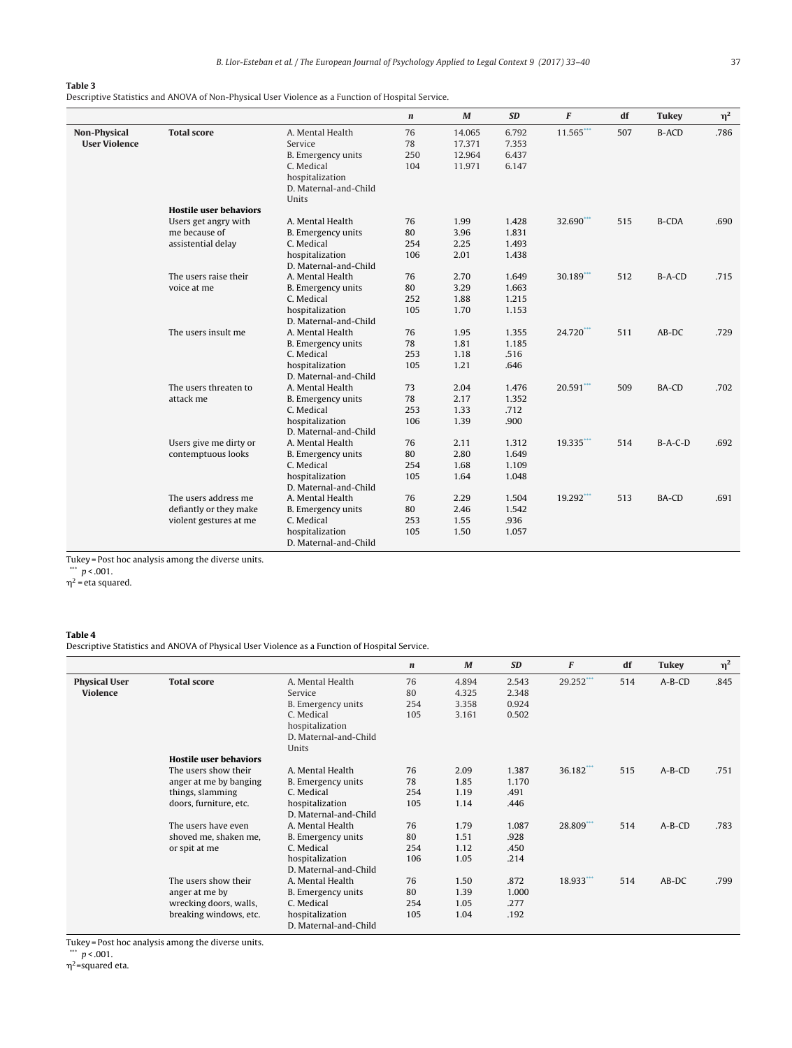**Table 3**
Descriptive Statistics and ANOVA of Non-Physical User Violence as a Function of Hospital Service.

| | | | *n* | *M* | *SD* | *F* | df | Tukey | $\eta^2$ |
|---|---|---|---|---|---|---|---|---|---|
| **Non-Physical User Violence** | **Total score** | A. Mental Health Service | 76 | 14.065 | 6.792 | 11.565*** | 507 | B-ACD | .786 |
| | | B. Emergency units | 78 | 17.371 | 7.353 | | | | |
| | | C. Medical hospitalization | 250 | 12.964 | 6.437 | | | | |
| | | D. Maternal-and-Child Units | 104 | 11.971 | 6.147 | | | | |
| | **Hostile user behaviors** | | | | | | | | |
| | Users get angry with me because of assistential delay | A. Mental Health | 76 | 1.99 | 1.428 | 32.690*** | 515 | B-CDA | .690 |
| | | B. Emergency units | 80 | 3.96 | 1.831 | | | | |
| | | C. Medical hospitalization | 254 | 2.25 | 1.493 | | | | |
| | | D. Maternal-and-Child | 106 | 2.01 | 1.438 | | | | |
| | The users raise their voice at me | A. Mental Health | 76 | 2.70 | 1.649 | 30.189*** | 512 | B-A-CD | .715 |
| | | B. Emergency units | 80 | 3.29 | 1.663 | | | | |
| | | C. Medical hospitalization | 252 | 1.88 | 1.215 | | | | |
| | | D. Maternal-and-Child | 105 | 1.70 | 1.153 | | | | |
| | The users insult me | A. Mental Health | 76 | 1.95 | 1.355 | 24.720*** | 511 | AB-DC | .729 |
| | | B. Emergency units | 78 | 1.81 | 1.185 | | | | |
| | | C. Medical hospitalization | 253 | 1.18 | .516 | | | | |
| | | D. Maternal-and-Child | 105 | 1.21 | .646 | | | | |
| | The users threaten to attack me | A. Mental Health | 73 | 2.04 | 1.476 | 20.591*** | 509 | BA-CD | .702 |
| | | B. Emergency units | 78 | 2.17 | 1.352 | | | | |
| | | C. Medical hospitalization | 253 | 1.33 | .712 | | | | |
| | | D. Maternal-and-Child | 106 | 1.39 | .900 | | | | |
| | Users give me dirty or contemptuous looks | A. Mental Health | 76 | 2.11 | 1.312 | 19.335*** | 514 | B-A-C-D | .692 |
| | | B. Emergency units | 80 | 2.80 | 1.649 | | | | |
| | | C. Medical hospitalization | 254 | 1.68 | 1.109 | | | | |
| | | D. Maternal-and-Child | 105 | 1.64 | 1.048 | | | | |
| | The users address me defiantly or they make violent gestures at me | A. Mental Health | 76 | 2.29 | 1.504 | 19.292*** | 513 | BA-CD | .691 |
| | | B. Emergency units | 80 | 2.46 | 1.542 | | | | |
| | | C. Medical hospitalization | 253 | 1.55 | .936 | | | | |
| | | D. Maternal-and-Child | 105 | 1.50 | 1.057 | | | | |

Tukey = Post hoc analysis among the diverse units.
*** $p < .001$.
$\eta^2$ = eta squared.

**Table 4**
Descriptive Statistics and ANOVA of Physical User Violence as a Function of Hospital Service.

| | | | *n* | *M* | *SD* | *F* | df | Tukey | $\eta^2$ |
|---|---|---|---|---|---|---|---|---|---|
| **Physical User Violence** | **Total score** | A. Mental Health Service | 76 | 4.894 | 2.543 | 29.252*** | 514 | A-B-CD | .845 |
| | | B. Emergency units | 80 | 4.325 | 2.348 | | | | |
| | | C. Medical hospitalization | 254 | 3.358 | 0.924 | | | | |
| | | D. Maternal-and-Child Units | 105 | 3.161 | 0.502 | | | | |
| | **Hostile user behaviors** | | | | | | | | |
| | The users show their anger at me by banging things, slamming doors, furniture, etc. | A. Mental Health | 76 | 2.09 | 1.387 | 36.182*** | 515 | A-B-CD | .751 |
| | | B. Emergency units | 78 | 1.85 | 1.170 | | | | |
| | | C. Medical hospitalization | 254 | 1.19 | .491 | | | | |
| | | D. Maternal-and-Child | 105 | 1.14 | .446 | | | | |
| | The users have even shoved me, shaken me, or spit at me | A. Mental Health | 76 | 1.79 | 1.087 | 28.809*** | 514 | A-B-CD | .783 |
| | | B. Emergency units | 80 | 1.51 | .928 | | | | |
| | | C. Medical hospitalization | 254 | 1.12 | .450 | | | | |
| | | D. Maternal-and-Child | 106 | 1.05 | .214 | | | | |
| | The users show their anger at me by wrecking doors, walls, breaking windows, etc. | A. Mental Health | 76 | 1.50 | .872 | 18.933*** | 514 | AB-DC | .799 |
| | | B. Emergency units | 80 | 1.39 | 1.000 | | | | |
| | | C. Medical hospitalization | 254 | 1.05 | .277 | | | | |
| | | D. Maternal-and-Child | 105 | 1.04 | .192 | | | | |

Tukey = Post hoc analysis among the diverse units.
*** $p < .001$.
$\eta^2$=squared eta.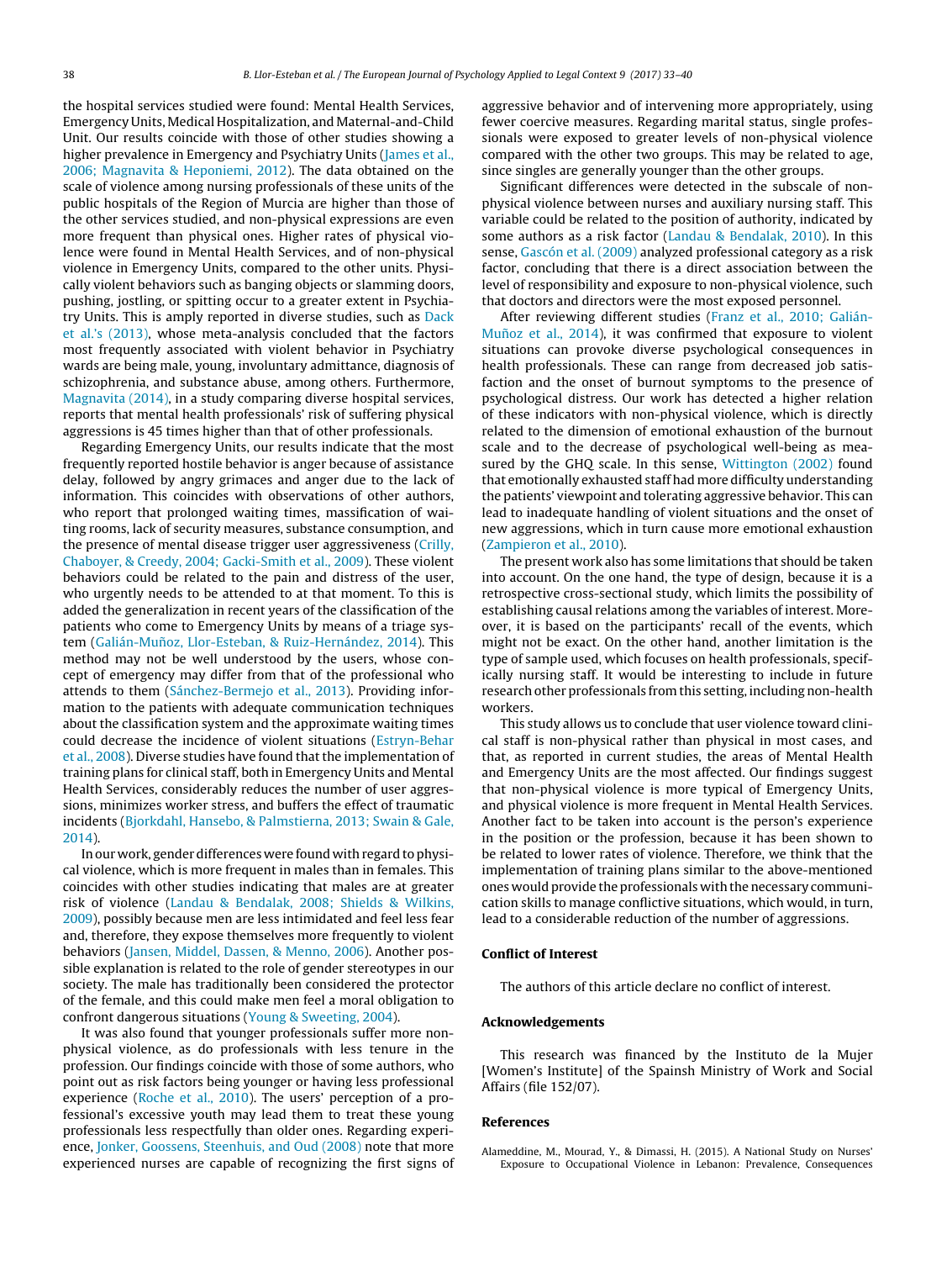the hospital services studied were found: Mental Health Services, Emergency Units, Medical Hospitalization, and Maternal-and-Child Unit. Our results coincide with those of other studies showing a higher prevalence in Emergency and Psychiatry Units (James et al., 2006; Magnavita & Heponiemi, 2012). The data obtained on the scale of violence among nursing professionals of these units of the public hospitals of the Region of Murcia are higher than those of the other services studied, and non-physical expressions are even more frequent than physical ones. Higher rates of physical violence were found in Mental Health Services, and of non-physical violence in Emergency Units, compared to the other units. Physically violent behaviors such as banging objects or slamming doors, pushing, jostling, or spitting occur to a greater extent in Psychiatry Units. This is amply reported in diverse studies, such as Dack et al.'s (2013), whose meta-analysis concluded that the factors most frequently associated with violent behavior in Psychiatry wards are being male, young, involuntary admittance, diagnosis of schizophrenia, and substance abuse, among others. Furthermore, Magnavita (2014), in a study comparing diverse hospital services, reports that mental health professionals' risk of suffering physical aggressions is 45 times higher than that of other professionals.

Regarding Emergency Units, our results indicate that the most frequently reported hostile behavior is anger because of assistance delay, followed by angry grimaces and anger due to the lack of information. This coincides with observations of other authors, who report that prolonged waiting times, massification of waiting rooms, lack of security measures, substance consumption, and the presence of mental disease trigger user aggressiveness (Crilly, Chaboyer, & Creedy, 2004; Gacki-Smith et al., 2009). These violent behaviors could be related to the pain and distress of the user, who urgently needs to be attended to at that moment. To this is added the generalization in recent years of the classification of the patients who come to Emergency Units by means of a triage system (Galián-Muñoz, Llor-Esteban, & Ruiz-Hernández, 2014). This method may not be well understood by the users, whose concept of emergency may differ from that of the professional who attends to them (Sánchez-Bermejo et al., 2013). Providing information to the patients with adequate communication techniques about the classification system and the approximate waiting times could decrease the incidence of violent situations (Estryn-Behar et al., 2008). Diverse studies have found that the implementation of training plans for clinical staff, both in Emergency Units and Mental Health Services, considerably reduces the number of user aggressions, minimizes worker stress, and buffers the effect of traumatic incidents (Bjorkdahl, Hansebo, & Palmstierna, 2013; Swain & Gale, 2014).

In our work, gender differences were found with regard to physical violence, which is more frequent in males than in females. This coincides with other studies indicating that males are at greater risk of violence (Landau & Bendalak, 2008; Shields & Wilkins, 2009), possibly because men are less intimidated and feel less fear and, therefore, they expose themselves more frequently to violent behaviors (Jansen, Middel, Dassen, & Menno, 2006). Another possible explanation is related to the role of gender stereotypes in our society. The male has traditionally been considered the protector of the female, and this could make men feel a moral obligation to confront dangerous situations (Young & Sweeting, 2004).

It was also found that younger professionals suffer more non-physical violence, as do professionals with less tenure in the profession. Our findings coincide with those of some authors, who point out as risk factors being younger or having less professional experience (Roche et al., 2010). The users' perception of a professional's excessive youth may lead them to treat these young professionals less respectfully than older ones. Regarding experience, Jonker, Goossens, Steenhuis, and Oud (2008) note that more experienced nurses are capable of recognizing the first signs of aggressive behavior and of intervening more appropriately, using fewer coercive measures. Regarding marital status, single professionals were exposed to greater levels of non-physical violence compared with the other two groups. This may be related to age, since singles are generally younger than the other groups.

Significant differences were detected in the subscale of non-physical violence between nurses and auxiliary nursing staff. This variable could be related to the position of authority, indicated by some authors as a risk factor (Landau & Bendalak, 2010). In this sense, Gascón et al. (2009) analyzed professional category as a risk factor, concluding that there is a direct association between the level of responsibility and exposure to non-physical violence, such that doctors and directors were the most exposed personnel.

After reviewing different studies (Franz et al., 2010; Galián-Muñoz et al., 2014), it was confirmed that exposure to violent situations can provoke diverse psychological consequences in health professionals. These can range from decreased job satisfaction and the onset of burnout symptoms to the presence of psychological distress. Our work has detected a higher relation of these indicators with non-physical violence, which is directly related to the dimension of emotional exhaustion of the burnout scale and to the decrease of psychological well-being as measured by the GHQ scale. In this sense, Wittington (2002) found that emotionally exhausted staff had more difficulty understanding the patients' viewpoint and tolerating aggressive behavior. This can lead to inadequate handling of violent situations and the onset of new aggressions, which in turn cause more emotional exhaustion (Zampieron et al., 2010).

The present work also has some limitations that should be taken into account. On the one hand, the type of design, because it is a retrospective cross-sectional study, which limits the possibility of establishing causal relations among the variables of interest. Moreover, it is based on the participants' recall of the events, which might not be exact. On the other hand, another limitation is the type of sample used, which focuses on health professionals, specifically nursing staff. It would be interesting to include in future research other professionals from this setting, including non-health workers.

This study allows us to conclude that user violence toward clinical staff is non-physical rather than physical in most cases, and that, as reported in current studies, the areas of Mental Health and Emergency Units are the most affected. Our findings suggest that non-physical violence is more typical of Emergency Units, and physical violence is more frequent in Mental Health Services. Another fact to be taken into account is the person's experience in the position or the profession, because it has been shown to be related to lower rates of violence. Therefore, we think that the implementation of training plans similar to the above-mentioned ones would provide the professionals with the necessary communication skills to manage conflictive situations, which would, in turn, lead to a considerable reduction of the number of aggressions.

## Conflict of Interest

The authors of this article declare no conflict of interest.

## Acknowledgements

This research was financed by the Instituto de la Mujer [Women's Institute] of the Spainsh Ministry of Work and Social Affairs (file 152/07).

## References

Alameddine, M., Mourad, Y., & Dimassi, H. (2015). A National Study on Nurses' Exposure to Occupational Violence in Lebanon: Prevalence, Consequences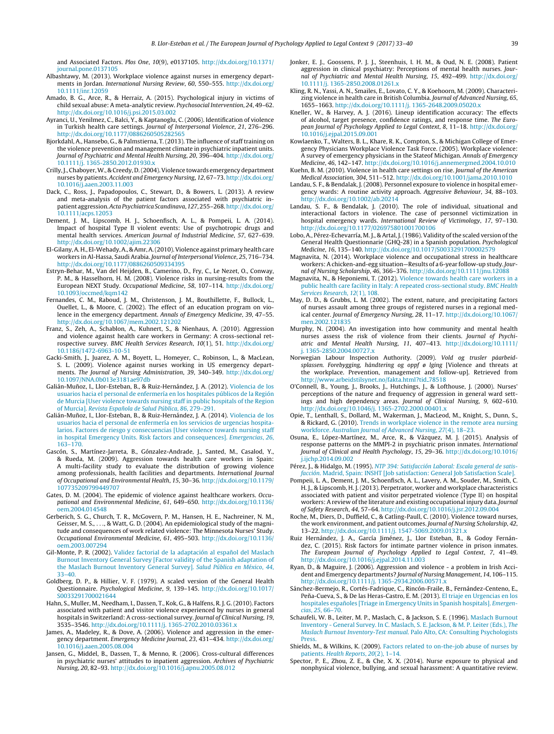and Associated Factors. *Plos One*, *10*(9), e0137105. http://dx.doi.org/10.1371/journal.pone.0137105

Albashtawy, M. (2013). Workplace violence against nurses in emergency departments in Jordan. *International Nursing Review*, *60*, 550–555. http://dx.doi.org/10.1111/inr.12059

Amado, B. G., Arce, R., & Herraiz, A. (2015). Psychological injury in victims of child sexual abuse: A meta-analytic review. *Psychosocial Intervention*, *24*, 49–62. http://dx.doi.org/10.1016/j.psi.2015.03.002

Ayranci, U., Yenilmez, C., Balci, Y., & Kaptanoglu, C. (2006). Identification of violence in Turkish health care settings. *Journal of Interpersonal Violence*, *21*, 276–296. http://dx.doi.org/10.1177/0886260505282565

Bjorkdahl, A., Hansebo, G., & Palmstierna, T. (2013). The influence of staff training on the violence prevention and management climate in psychiatric inpatient units. *Journal of Psychiatric and Mental Health Nursing*, *20*, 396–404. http://dx.doi.org/10.1111/j.1365-2850.2012.01930.x

Crilly, J., Chaboyer, W., & Creedy, D. (2004). Violence towards emergency department nurses by patients. *Accident and Emergency Nursing*, *12*, 67–73. http://dx.doi.org/10.1016/j.aaen.2003.11.003

Dack, C., Ross, J., Papadopoulos, C., Stewart, D., & Bowers, L. (2013). A review and meta-analysis of the patient factors associated with psychiatric in-patient aggression. *Acta Psychiatrica Scandinava*, *127*, 255–268. http://dx.doi.org/10.1111/acps.12053

Dement, J. M., Lipscomb, H. J., Schoenfisch, A. L., & Pompeii, L. A. (2014). Impact of hospital Type II violent events: Use of psychotropic drugs and mental health services. *American Journal of Industrial Medicine*, *57*, 627–639. http://dx.doi.org/10.1002/ajim.22306

El-Gilany, A. H., El-Wehady, A., & Amr, A. (2010). Violence against primary health care workers in Al-Hassa, Saudi Arabia. *Journal of Interpersonal Violence*, *25*, 716–734. http://dx.doi.org/10.1177/0886260509334395

Estryn-Behar, M., Van del Heijden, B., Camerino, D., Fry, C., Le Nezet, O., Conway, P. M., & Hasselhorn, H. M. (2008). Violence risks in nursing-results from the European NEXT Study. *Occupational Medicine*, *58*, 107–114. http://dx.doi.org/10.1093/occmed/kqm142

Fernandes, C. M., Raboud, J. M., Christenson, J. M., Bouthillette, F., Bullock, L., Ouellet, L., & Moore, C. (2002). The effect of an education program on violence in the emergency department. *Annals of Emergency Medicine*, *39*, 47–55. http://dx.doi.org/10.1067/mem.2002.121202

Franz, S., Zeh, A., Schablon, A., Kuhnert, S., & Nienhaus, A. (2010). Aggression and violence against health care workers in Germany: A cross-sectional retrospective survey. *BMC Health Services Research*, *10*(1), 51. http://dx.doi.org/10.1186/1472-6963-10-51

Gacki-Smith, J., Juarez, A. M., Boyett, L., Homeyer, C., Robinson, L., & MacLean, S. L. (2009). Violence against nurses working in US emergency departments. *The Journal of Nursing Administration*, *39*, 340–349. http://dx.doi.org/10.1097/NNA.0b013e3181ae97db

Galián-Muñoz, I., Llor-Esteban, B., & Ruiz-Hernández, J. A. (2012). Violencia de los usuarios hacia el personal de enfermería en los hospitales públicos de la Región de Murcia [User violence towards nursing staff in public hospitals of the Region of Murcia]. *Revista Española de Salud Pública*, *86*, 279–291.

Galián-Muñoz, I., Llor-Esteban, B., & Ruiz-Hernández, J. A. (2014). Violencia de los usuarios hacia el personal de enfermería en los servicios de urgencias hospitalarios. Factores de riesgo y consecuencias [User violence towards nursing staff in hospital Emergency Units. Risk factors and consequences]. *Emergencias*, *26*, 163–170.

Gascón, S., Martínez-Jarreta, B., Gónzalez-Andrade, J., Santed, M., Casalod, Y., & Rueda, M. (2009). Aggression towards health care workers in Spain: A multi-facility study to evaluate the distribution of growing violence among professionals, health facilities and departments. *International Journal of Occupational and Environmental Health*, *15*, 30–36. http://dx.doi.org/10.1179/107735209799449707

Gates, D. M. (2004). The epidemic of violence against healthcare workers. *Occupational and Environmental Medicine*, *61*, 649–650. http://dx.doi.org/10.1136/oem.2004.014548

Gerberich, S. G., Church, T. R., McGovern, P. M., Hansen, H. E., Nachreiner, N. M., Geisser, M. S., ..., & Watt, G. D. (2004). An epidemiological study of the magnitude and consequences of work related violence: The Minnesota Nurses' Study. *Occupational Environmental Medicine*, *61*, 495–503. http://dx.doi.org/10.1136/oem.2003.007294

Gil-Monte, P. R. (2002). Validez factorial de la adaptación al español del Maslach Burnout Inventory General Survey [Factor validity of the Spanish adaptation of the Maslach Burnout Inventory General Survey]. *Salud Pública en México*, *44*, 33–40.

Goldberg, D. P., & Hillier, V. F. (1979). A scaled version of the General Health Questionnaire. *Psychological Medicine*, *9*, 139–145. http://dx.doi.org/10.1017/S0033291700021644

Hahn, S., Muller, M., Needham, I., Dassen, T., Kok, G., & Halfens, R. J. G. (2010). Factors associated with patient and visitor violence experienced by nurses in general hospitals in Switzerland: A cross-sectional survey. *Journal of Clinical Nursing*, *19*, 3535–3546. http://dx.doi.org/10.1111/j.1365-2702.2010.03361.x

James, A., Madeley, R., & Dove, A. (2006). Violence and aggression in the emergency department. *Emergency Medicine Journal*, *23*, 431–434. http://dx.doi.org/10.1016/j.aaen.2005.08.004

Jansen, G., Middel, B., Dassen, T., & Menno, R. (2006). Cross-cultural differences in psychiatric nurses' attitudes to inpatient aggression. *Archives of Psychiatric Nursing*, *20*, 82–93. http://dx.doi.org/10.1016/j.apnu.2005.08.012

Jonker, E. J., Goossens, P. J. J., Steenhuis, I. H. M., & Oud, N. E. (2008). Patient aggression in clinical psychiatry: Perceptions of mental health nurses. *Journal of Psychiatric and Mental Health Nursing*, *15*, 492–499. http://dx.doi.org/10.1111/j.1365-2850.2008.01261.x

Kling, R. N., Yassi, A. N., Smailes, E., Lovato, C. Y., & Koehoorn, M. (2009). Characterizing violence in health care in British Columbia. *Journal of Advanced Nursing*, *65*, 1655–1663. http://dx.doi.org/10.1111/j.1365-2648.2009.05020.x

Kneller, W., & Harvey, A. J. (2016). Lineup identification accuracy: The effects of alcohol, target presence, confidence ratings, and response time. *The European Journal of Psychology Applied to Legal Context*, *8*, 11–18. http://dx.doi.org/10.1016/j.ejpal.2015.09.001

Kowlaenko, T., Walters, B. L., Khare, R. K., Compton, S., & Michigan College of Emergency Physicians Workplace Violence Task Force. (2005). Workplace violence: A survey of emergency physicians in the Stateof Michigan. *Annals of Emergency Medicine*, *46*, 142–147. http://dx.doi.org/10.1016/j.annemergmed.2004.10.010

Kuehn, B. M. (2010). Violence in health care settings on rise. *Journal of the American Medical Association*, *304*, 511–512. http://dx.doi.org/10.1001/jama.2010.1010

Landau, S. F., & Bendalak, J. (2008). Personnel exposure to violence in hospital emergency wards: A routine activity approach. *Aggressive Behaviour*, *34*, 88–103. http://dx.doi.org/10.1002/ab.20214

Landau, S. F., & Bendalak, J. (2010). The role of individual, situational and interactional factors in violence. The case of personnel victimization in hospital emergency wards. *International Review of Victimology*, *17*, 97–130. http://dx.doi.org/10.1177/026975801001700106

Lobo, A., Pérez-Echevarría, M. J., & Artal, J. (1986). Validity of the scaled version of the General Health Questionnaire (GHQ-28) in a Spanish population. *Psychological Medicine*, *16*, 135–140. http://dx.doi.org/10.1017/S0033291700002579

Magnavita, N. (2014). Workplace violence and occupational stress in healthcare workers: A chicken-and-egg situation—Results of a 6-year follow-up study. *Journal of Nursing Scholarship*, *46*, 366–376. http://dx.doi.org/10.1111/jnu.12088

Magnavita, N., & Heponiemi, T. (2012). Violence towards health care workers in a public health care facility in Italy: A repeated cross-sectional study. *BMC Health Services Research*, *12*(1), 108.

May, D. D., & Grubbs, L. M. (2002). The extent, nature, and precipitating factors of nurses assault among three groups of registered nurses in a regional medical center. *Journal of Emergency Nursing*, *28*, 11–17. http://dx.doi.org/10.1067/men.2002.121835

Murphy, N. (2004). An investigation into how community and mental health nurses assess the risk of violence from their clients. *Journal of Psychiatric and Mental Health Nursing*, *11*, 407–413. http://dx.doi.org/10.1111/j.1365-2850.2004.00727.x

Norwegian Labour Inspection Authority. (2009). *Vold og trusler påarbeidsplassen. Forebygging, håndtering og oppf ø lging* [Violence and threats at the workplace. Prevention, management and follow-up]. Retrieved from http://www.arbeidstilsynet.no/fakta.html?tid_78518

O'Connell, B., Young, J., Brooks, J., Hutchings, J., & Lofthouse, J. (2000). Nurses' perceptions of the nature and frequency of aggression in general ward settings and high dependency areas. *Journal of Clinical Nursing*, *9*, 602–610. http://dx.doi.org/10.1046/j.1365-2702.2000.00401.x

Opie, T., Lenthall, S., Dollard, M., Wakerman, J., MacLeod, M., Knight, S., Dunn, S., & Rickard, G. (2010). Trends in workplace violence in the remote area nursing workforce. *Australian Journal of Advanced Nursing*, *27*(4), 18–23.

Osuna, E., López-Martínez, M., Arce, R., & Vázquez, M. J. (2015). Analysis of response patterns on the MMPI-2 in psychiatric prison inmates. *International Journal of Clinical and Health Psychology*, *15*, 29–36. http://dx.doi.org/10.1016/j.ijchp.2014.09.002

Pérez, J., & Hidalgo, M. (1995). *NTP 394: Satisfacción Laboral: Escala general de satisfacción.* Madrid, Spain: INSHT [Job satisfaction: General Job Satisfaction Scale].

Pompeii, L. A., Dement, J. M., Schoenfisch, A. L., Lavery, A. M., Souder, M., Smith, C. H. J., & Lipscomb, H. J. (2013). Perpetrator, worker and workplace characteristics associated with patient and visitor perpetrated violence (Type II) on hospital workers: A review of the literature and existing occupational injury data. *Journal of Safety Research*, *44*, 57–64. http://dx.doi.org/10.1016/j.jsr.2012.09.004

Roche, M., Diers, D., Duffield, C., & Catling-Paull, C. (2010). Violence toward nurses, the work environment, and patient outcomes. *Journal of Nursing Scholarship*, *42*, 13–22. http://dx.doi.org/10.1111/j.1547-5069.2009.01321.x

Ruiz Hernández, J. A., García Jiménez, J., Llor Esteban, B., & Godoy Fernández, C. (2015). Risk factors for intimate partner violence in prison inmates. *The European Journal of Psychology Applied to Legal Context*, *7*, 41–49. http://dx.doi.org/10.1016/j.ejpal.2014.11.003

Ryan, D., & Maguire, J. (2006). Aggression and violence - a problem in Irish Accident and Emergency departments? *Journal of Nursing Management*, *14*, 106–115. http://dx.doi.org/10.1111/j.1365-2934.2006.00571.x

Sánchez-Bermejo, R., Cortés-Fadrique, C., Rincón-Fraile, B., Fernández-Centeno, E., Peña-Cueva, S., & De las Heras-Castro, E. M. (2013). El triaje en Urgencias en los hospitales españoles [Triage in Emergency Units in Spanish hospitals]. *Emergencias*, *25*, 66–70.

Schaufeli, W. B., Leiter, M. P., Maslach, C., & Jackson, S. E. (1996). Maslach Burnout Inventory - General Survey. In C. Maslach, S. E. Jackson, & M. P. Leiter (Eds.), *The Maslach Burnout Inventory-Test manual*. Palo Alto, CA: Consulting Psychologists Press.

Shields, M., & Wilkins, K. (2009). Factors related to on-the-job abuse of nurses by patients. *Health Reports*, *20*(2), 1–14.

Spector, P. E., Zhou, Z. E., & Che, X. X. (2014). Nurse exposure to physical and nonphysical violence, bullying, and sexual harassment: A quantitative review.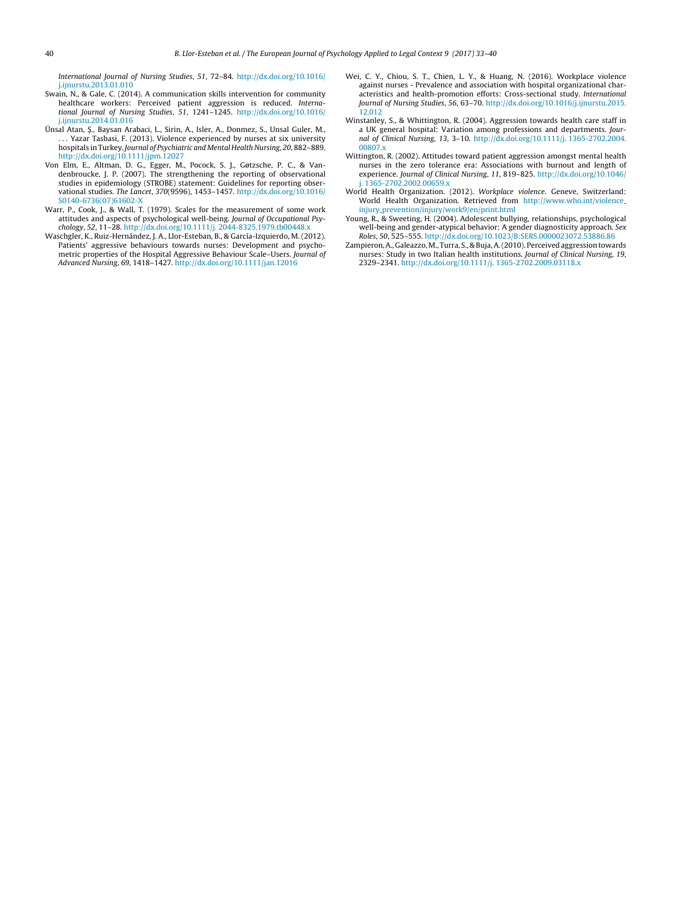International Journal of Nursing Studies, 51, 72–84. http://dx.doi.org/10.1016/j.ijnurstu.2013.01.010

Swain, N., & Gale, C. (2014). A communication skills intervention for community healthcare workers: Perceived patient aggression is reduced. *International Journal of Nursing Studies*, *51*, 1241–1245. http://dx.doi.org/10.1016/j.ijnurstu.2014.01.016

Ünsal Atan, Ş., Baysan Arabaci, L., Sirin, A., Isler, A., Donmez, S., Unsal Guler, M., . . . Yazar Tasbasi, F. (2013). Violence experienced by nurses at six university hospitals in Turkey. *Journal of Psychiatric and Mental Health Nursing*, *20*, 882–889. http://dx.doi.org/10.1111/jpm.12027

Von Elm, E., Altman, D. G., Egger, M., Pocock, S. J., Gøtzsche, P. C., & Vandenbroucke, J. P. (2007). The strengthening the reporting of observational studies in epidemiology (STROBE) statement: Guidelines for reporting observational studies. *The Lancet*, *370*(9596), 1453–1457. http://dx.doi.org/10.1016/S0140-6736(07)61602-X

Warr, P., Cook, J., & Wall, T. (1979). Scales for the measurement of some work attitudes and aspects of psychological well-being. *Journal of Occupational Psychology*, *52*, 11–28. http://dx.doi.org/10.1111/j. 2044-8325.1979.tb00448.x

Waschgler, K., Ruiz-Hernández, J. A., Llor-Esteban, B., & García-Izquierdo, M. (2012). Patients' aggressive behaviours towards nurses: Development and psychometric properties of the Hospital Aggressive Behaviour Scale–Users. *Journal of Advanced Nursing*, *69*, 1418–1427. http://dx.doi.org/10.1111/jan.12016

Wei, C. Y., Chiou, S. T., Chien, L. Y., & Huang, N. (2016). Workplace violence against nurses - Prevalence and association with hospital organizational characteristics and health-promotion efforts: Cross-sectional study. *International Journal of Nursing Studies*, *56*, 63–70. http://dx.doi.org/10.1016/j.ijnurstu.2015.12.012

Winstanley, S., & Whittington, R. (2004). Aggression towards health care staff in a UK general hospital: Variation among professions and departments. *Journal of Clinical Nursing*, *13*, 3–10. http://dx.doi.org/10.1111/j. 1365-2702.2004.00807.x

Wittington, R. (2002). Attitudes toward patient aggression amongst mental health nurses in the zero tolerance era: Associations with burnout and length of experience. *Journal of Clinical Nursing*, *11*, 819–825. http://dx.doi.org/10.1046/j. 1365-2702.2002.00659.x

World Health Organization. (2012). *Workplace violence*. Geneve, Switzerland: World Health Organization. Retrieved from http://www.who.int/violence_injury_prevention/injury/work9/en/print.html

Young, R., & Sweeting, H. (2004). Adolescent bullying, relationships, psychological well-being and gender-atypical behavior: A gender diagnosticity approach. *Sex Roles*, *50*, 525–555. http://dx.doi.org/10.1023/B:SERS.0000023072.53886.86

Zampieron, A., Galeazzo, M., Turra, S., & Buja, A. (2010). Perceived aggression towards nurses: Study in two Italian health institutions. *Journal of Clinical Nursing*, *19*, 2329–2341. http://dx.doi.org/10.1111/j. 1365-2702.2009.03118.x